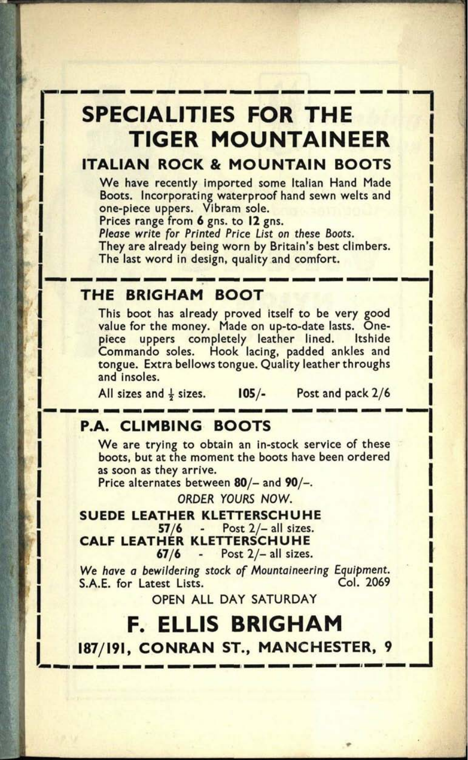# SPECIALITIES FOR THE TIGER MOUNTAINEER

## ITALIAN ROCK & MOUNTAIN BOOTS

We have recently imported some Italian Hand Made Boots. Incorporating waterproof hand sewn welts and one-piece uppers. Vibram sole.
Prices range from **6** gns. to **12** gns.
*Please write for Printed Price List on these Boots.*
They are already being worn by Britain's best climbers.
The last word in design, quality and comfort.

## THE BRIGHAM BOOT

This boot has already proved itself to be very good value for the money. Made on up-to-date lasts. One-piece uppers completely leather lined. Itshide Commando soles. Hook lacing, padded ankles and tongue. Extra bellows tongue. Quality leather throughs and insoles.

All sizes and ½ sizes. **105/-** Post and pack 2/6

## P.A. CLIMBING BOOTS

We are trying to obtain an in-stock service of these boots, but at the moment the boots have been ordered as soon as they arrive.
Price alternates between **80/–** and **90/–**.

*ORDER YOURS NOW.*

**SUEDE LEATHER KLETTERSCHUHE**
**57/6** - Post 2/– all sizes.

**CALF LEATHER KLETTERSCHUHE**
**67/6** - Post 2/– all sizes.

*We have a bewildering stock of Mountaineering Equipment.*
S.A.E. for Latest Lists. Col. 2069

OPEN ALL DAY SATURDAY

# F. ELLIS BRIGHAM

**187/191, CONRAN ST., MANCHESTER, 9**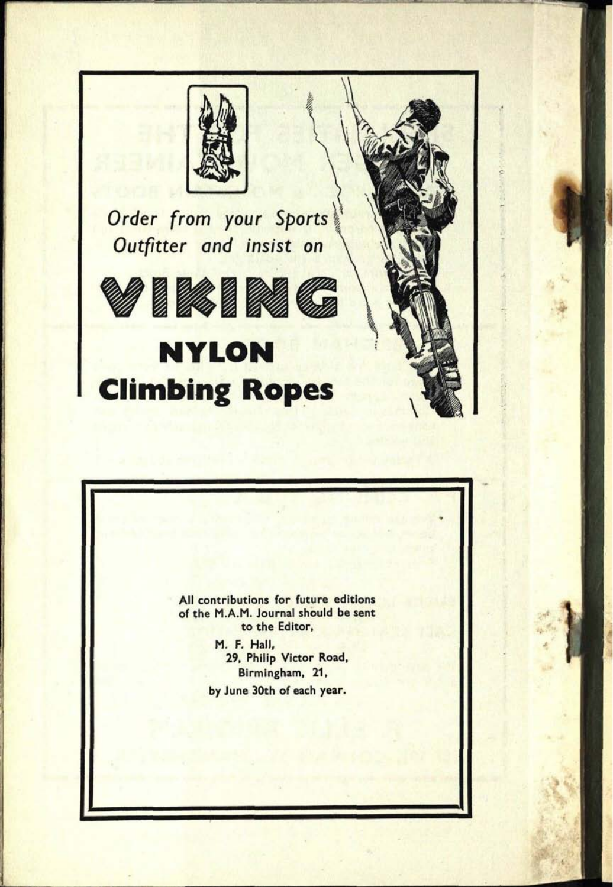*Order from your Sports Outfitter and insist on*

# VIKING

## NYLON Climbing Ropes

All contributions for future editions of the M.A.M. Journal should be sent to the Editor,

M. F. Hall,
29, Philip Victor Road,
Birmingham, 21,

by June 30th of each year.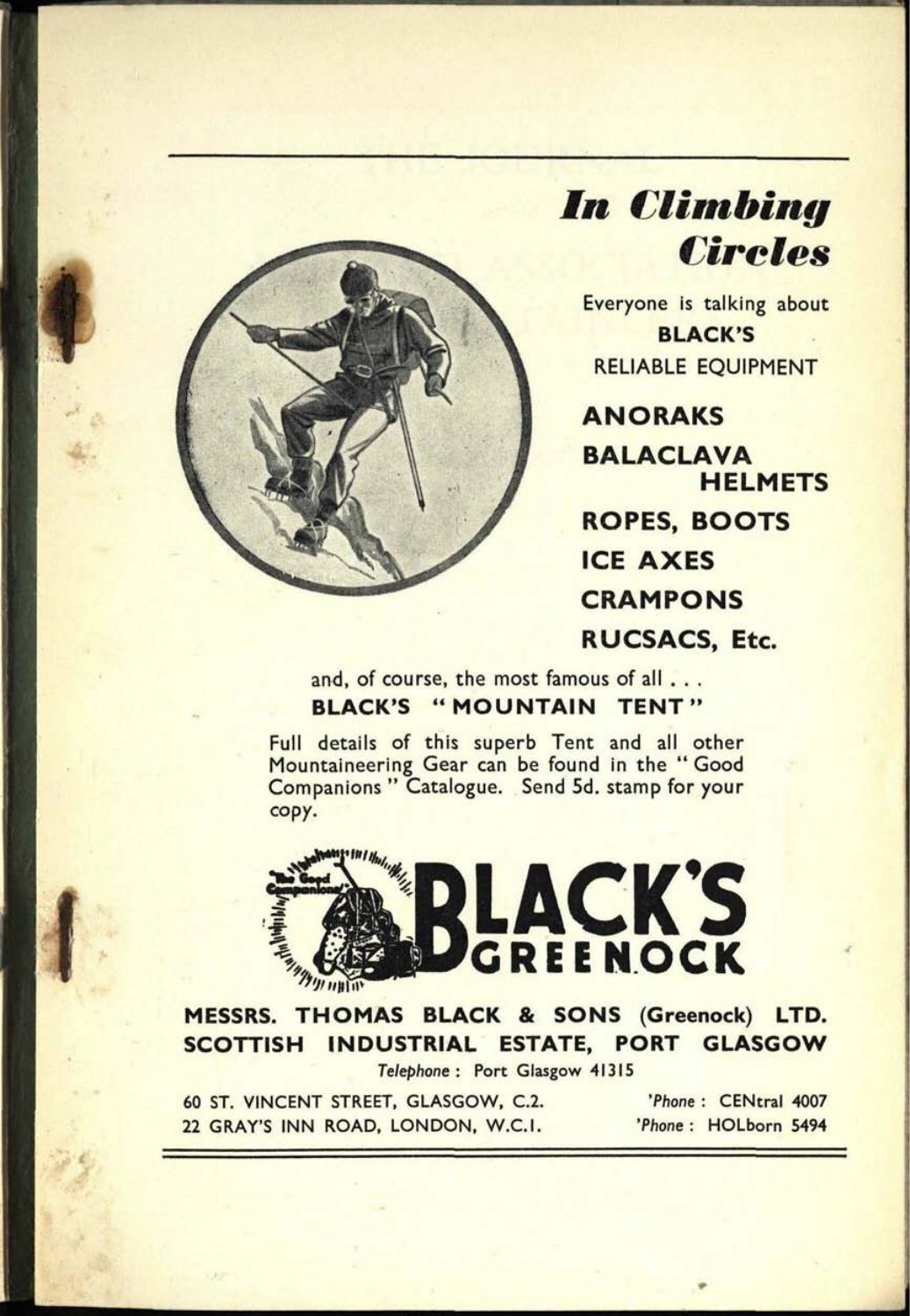# *In Climbing Circles*

Everyone is talking about

**BLACK'S**

RELIABLE EQUIPMENT

**ANORAKS**

**BALACLAVA HELMETS**

**ROPES, BOOTS**

**ICE AXES**

**CRAMPONS**

**RUCSACS, Etc.**

and, of course, the most famous of all . . .

**BLACK'S "MOUNTAIN TENT"**

Full details of this superb Tent and all other Mountaineering Gear can be found in the "Good Companions" Catalogue. Send 5d. stamp for your copy.

**BLACK'S GREENOCK**

**MESSRS. THOMAS BLACK & SONS (Greenock) LTD.**
**SCOTTISH INDUSTRIAL ESTATE, PORT GLASGOW**

*Telephone* : Port Glasgow 41315

60 ST. VINCENT STREET, GLASGOW, C.2. — *'Phone* : CENtral 4007

22 GRAY'S INN ROAD, LONDON, W.C.1. — *'Phone* : HOLborn 5494